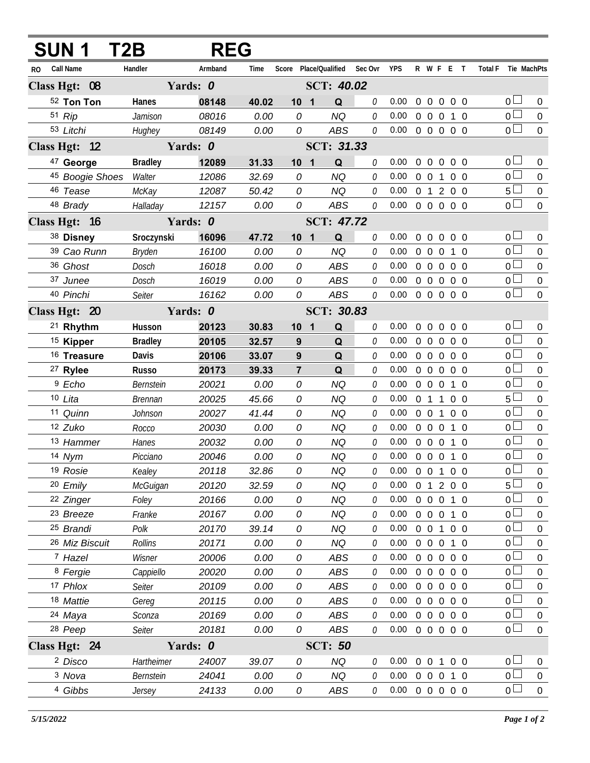# SUN 1 T2B REG

| RO | Call Name | Handler | Armband | Time | Score | Place/Qualified | | Sec Ovr | YPS | R | W | F | E | T | Total F | Tie | MachPts |
|---|---|---|---|---|---|---|---|---|---|---|---|---|---|---|---|---|---|
| **Class Hgt: 08** | | **Yards: 0** | | | | **SCT: 40.02** | | | | | | | | | | | |
| 52 | **Ton Ton** | **Hanes** | **08148** | **40.02** | **10** | **1** | **Q** | 0 | 0.00 | 0 | 0 | 0 | 0 | 0 | 0 | | 0 |
| 51 | *Rip* | *Jamison* | *08016* | *0.00* | *0* | | *NQ* | 0 | 0.00 | 0 | 0 | 0 | 1 | 0 | 0 | | 0 |
| 53 | *Litchi* | *Hughey* | *08149* | *0.00* | *0* | | *ABS* | 0 | 0.00 | 0 | 0 | 0 | 0 | 0 | 0 | | 0 |
| **Class Hgt: 12** | | **Yards: 0** | | | | **SCT: 31.33** | | | | | | | | | | | |
| 47 | **George** | **Bradley** | **12089** | **31.33** | **10** | **1** | **Q** | 0 | 0.00 | 0 | 0 | 0 | 0 | 0 | 0 | | 0 |
| 45 | *Boogie Shoes* | *Walter* | *12086* | *32.69* | *0* | | *NQ* | 0 | 0.00 | 0 | 0 | 1 | 0 | 0 | 0 | | 0 |
| 46 | *Tease* | *McKay* | *12087* | *50.42* | *0* | | *NQ* | 0 | 0.00 | 0 | 1 | 2 | 0 | 0 | 5 | | 0 |
| 48 | *Brady* | *Halladay* | *12157* | *0.00* | *0* | | *ABS* | 0 | 0.00 | 0 | 0 | 0 | 0 | 0 | 0 | | 0 |
| **Class Hgt: 16** | | **Yards: 0** | | | | **SCT: 47.72** | | | | | | | | | | | |
| 38 | **Disney** | **Sroczynski** | **16096** | **47.72** | **10** | **1** | **Q** | 0 | 0.00 | 0 | 0 | 0 | 0 | 0 | 0 | | 0 |
| 39 | *Cao Runn* | *Bryden* | *16100* | *0.00* | *0* | | *NQ* | 0 | 0.00 | 0 | 0 | 0 | 1 | 0 | 0 | | 0 |
| 36 | *Ghost* | *Dosch* | *16018* | *0.00* | *0* | | *ABS* | 0 | 0.00 | 0 | 0 | 0 | 0 | 0 | 0 | | 0 |
| 37 | *Junee* | *Dosch* | *16019* | *0.00* | *0* | | *ABS* | 0 | 0.00 | 0 | 0 | 0 | 0 | 0 | 0 | | 0 |
| 40 | *Pinchi* | *Seiter* | *16162* | *0.00* | *0* | | *ABS* | 0 | 0.00 | 0 | 0 | 0 | 0 | 0 | 0 | | 0 |
| **Class Hgt: 20** | | **Yards: 0** | | | | **SCT: 30.83** | | | | | | | | | | | |
| 21 | **Rhythm** | **Husson** | **20123** | **30.83** | **10** | **1** | **Q** | 0 | 0.00 | 0 | 0 | 0 | 0 | 0 | 0 | | 0 |
| 15 | **Kipper** | **Bradley** | **20105** | **32.57** | **9** | | **Q** | 0 | 0.00 | 0 | 0 | 0 | 0 | 0 | 0 | | 0 |
| 16 | **Treasure** | **Davis** | **20106** | **33.07** | **9** | | **Q** | 0 | 0.00 | 0 | 0 | 0 | 0 | 0 | 0 | | 0 |
| 27 | **Rylee** | **Russo** | **20173** | **39.33** | **7** | | **Q** | 0 | 0.00 | 0 | 0 | 0 | 0 | 0 | 0 | | 0 |
| 9 | *Echo* | *Bernstein* | *20021* | *0.00* | *0* | | *NQ* | 0 | 0.00 | 0 | 0 | 0 | 1 | 0 | 0 | | 0 |
| 10 | *Lita* | *Brennan* | *20025* | *45.66* | *0* | | *NQ* | 0 | 0.00 | 0 | 1 | 1 | 0 | 0 | 5 | | 0 |
| 11 | *Quinn* | *Johnson* | *20027* | *41.44* | *0* | | *NQ* | 0 | 0.00 | 0 | 0 | 1 | 0 | 0 | 0 | | 0 |
| 12 | *Zuko* | *Rocco* | *20030* | *0.00* | *0* | | *NQ* | 0 | 0.00 | 0 | 0 | 0 | 1 | 0 | 0 | | 0 |
| 13 | *Hammer* | *Hanes* | *20032* | *0.00* | *0* | | *NQ* | 0 | 0.00 | 0 | 0 | 0 | 1 | 0 | 0 | | 0 |
| 14 | *Nym* | *Picciano* | *20046* | *0.00* | *0* | | *NQ* | 0 | 0.00 | 0 | 0 | 0 | 1 | 0 | 0 | | 0 |
| 19 | *Rosie* | *Kealey* | *20118* | *32.86* | *0* | | *NQ* | 0 | 0.00 | 0 | 0 | 1 | 0 | 0 | 0 | | 0 |
| 20 | *Emily* | *McGuigan* | *20120* | *32.59* | *0* | | *NQ* | 0 | 0.00 | 0 | 1 | 2 | 0 | 0 | 5 | | 0 |
| 22 | *Zinger* | *Foley* | *20166* | *0.00* | *0* | | *NQ* | 0 | 0.00 | 0 | 0 | 0 | 1 | 0 | 0 | | 0 |
| 23 | *Breeze* | *Franke* | *20167* | *0.00* | *0* | | *NQ* | 0 | 0.00 | 0 | 0 | 0 | 1 | 0 | 0 | | 0 |
| 25 | *Brandi* | *Polk* | *20170* | *39.14* | *0* | | *NQ* | 0 | 0.00 | 0 | 0 | 1 | 0 | 0 | 0 | | 0 |
| 26 | *Miz Biscuit* | *Rollins* | *20171* | *0.00* | *0* | | *NQ* | 0 | 0.00 | 0 | 0 | 0 | 1 | 0 | 0 | | 0 |
| 7 | *Hazel* | *Wisner* | *20006* | *0.00* | *0* | | *ABS* | 0 | 0.00 | 0 | 0 | 0 | 0 | 0 | 0 | | 0 |
| 8 | *Fergie* | *Cappiello* | *20020* | *0.00* | *0* | | *ABS* | 0 | 0.00 | 0 | 0 | 0 | 0 | 0 | 0 | | 0 |
| 17 | *Phlox* | *Seiter* | *20109* | *0.00* | *0* | | *ABS* | 0 | 0.00 | 0 | 0 | 0 | 0 | 0 | 0 | | 0 |
| 18 | *Mattie* | *Gereg* | *20115* | *0.00* | *0* | | *ABS* | 0 | 0.00 | 0 | 0 | 0 | 0 | 0 | 0 | | 0 |
| 24 | *Maya* | *Sconza* | *20169* | *0.00* | *0* | | *ABS* | 0 | 0.00 | 0 | 0 | 0 | 0 | 0 | 0 | | 0 |
| 28 | *Peep* | *Seiter* | *20181* | *0.00* | *0* | | *ABS* | 0 | 0.00 | 0 | 0 | 0 | 0 | 0 | 0 | | 0 |
| **Class Hgt: 24** | | **Yards: 0** | | | | **SCT: 50** | | | | | | | | | | | |
| 2 | *Disco* | *Hartheimer* | *24007* | *39.07* | *0* | | *NQ* | 0 | 0.00 | 0 | 0 | 1 | 0 | 0 | 0 | | 0 |
| 3 | *Nova* | *Bernstein* | *24041* | *0.00* | *0* | | *NQ* | 0 | 0.00 | 0 | 0 | 0 | 1 | 0 | 0 | | 0 |
| 4 | *Gibbs* | *Jersey* | *24133* | *0.00* | *0* | | *ABS* | 0 | 0.00 | 0 | 0 | 0 | 0 | 0 | 0 | | 0 |

*5/15/2022*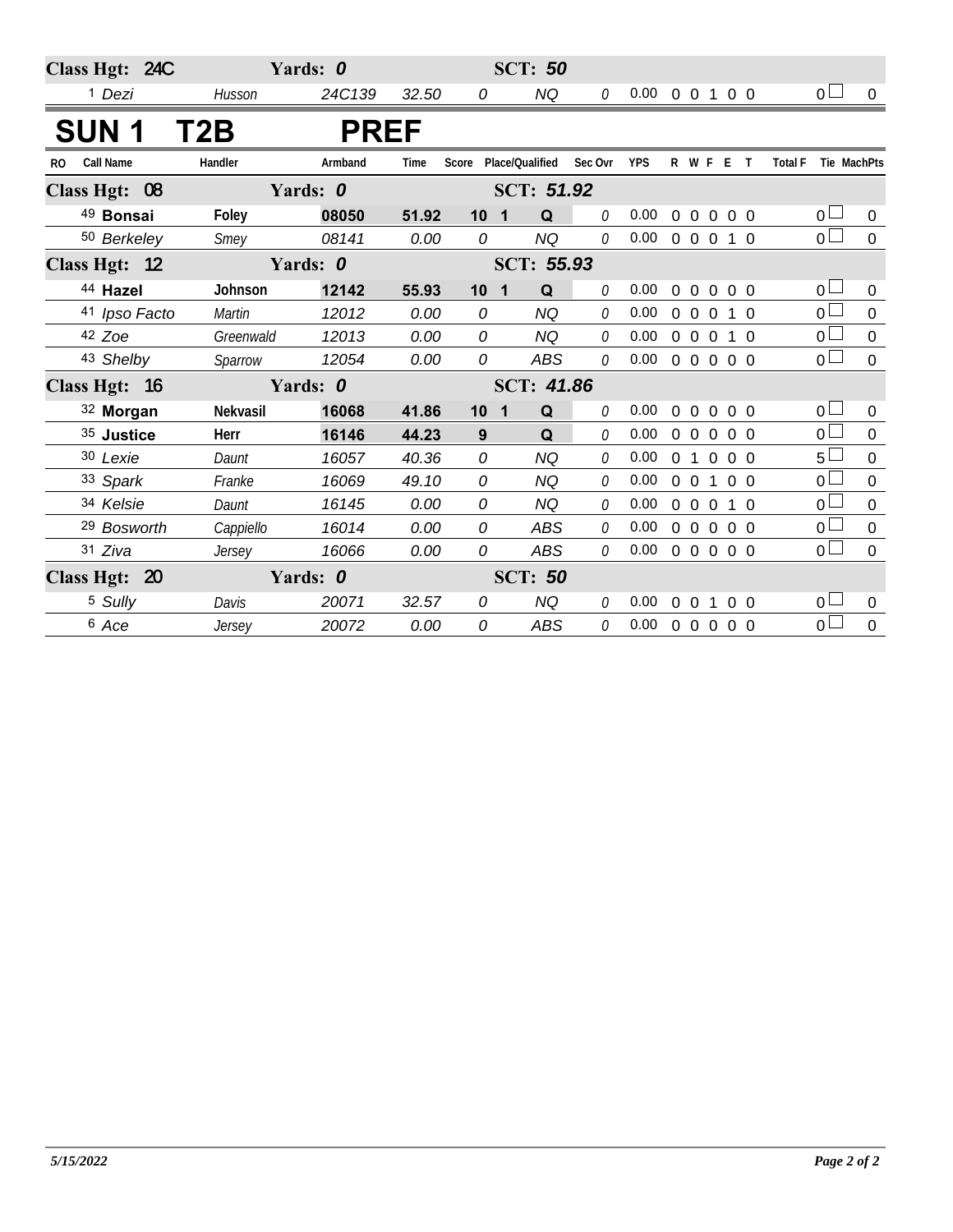| RO | Call Name | Handler | Armband | Time | Score | Place/Qualified | Sec Ovr | YPS | R W F E T | Total F | Tie MachPts |
|---|---|---|---|---|---|---|---|---|---|---|---|
| **Class Hgt: 24C** | | **Yards: 0** | | | | **SCT: 50** | | | | | |
| 1 | Dezi | Husson | 24C139 | 32.50 | 0 | NQ | 0 | 0.00 | 0 0 1 0 0 | 0 | 0 |

## SUN 1 T2B PREF

| RO | Call Name | Handler | Armband | Time | Score | Place/Qualified | Sec Ovr | YPS | R W F E T | Total F | Tie MachPts |
|---|---|---|---|---|---|---|---|---|---|---|---|
| **Class Hgt: 08** | | **Yards: 0** | | | | **SCT: 51.92** | | | | | |
| 49 | **Bonsai** | **Foley** | **08050** | **51.92** | **10** | **1 Q** | 0 | 0.00 | 0 0 0 0 0 | 0 | 0 |
| 50 | Berkeley | Smey | 08141 | 0.00 | 0 | NQ | 0 | 0.00 | 0 0 0 1 0 | 0 | 0 |
| **Class Hgt: 12** | | **Yards: 0** | | | | **SCT: 55.93** | | | | | |
| 44 | **Hazel** | **Johnson** | **12142** | **55.93** | **10** | **1 Q** | 0 | 0.00 | 0 0 0 0 0 | 0 | 0 |
| 41 | Ipso Facto | Martin | 12012 | 0.00 | 0 | NQ | 0 | 0.00 | 0 0 0 1 0 | 0 | 0 |
| 42 | Zoe | Greenwald | 12013 | 0.00 | 0 | NQ | 0 | 0.00 | 0 0 0 1 0 | 0 | 0 |
| 43 | Shelby | Sparrow | 12054 | 0.00 | 0 | ABS | 0 | 0.00 | 0 0 0 0 0 | 0 | 0 |
| **Class Hgt: 16** | | **Yards: 0** | | | | **SCT: 41.86** | | | | | |
| 32 | **Morgan** | **Nekvasil** | **16068** | **41.86** | **10** | **1 Q** | 0 | 0.00 | 0 0 0 0 0 | 0 | 0 |
| 35 | **Justice** | **Herr** | **16146** | **44.23** | **9** | **Q** | 0 | 0.00 | 0 0 0 0 0 | 0 | 0 |
| 30 | Lexie | Daunt | 16057 | 40.36 | 0 | NQ | 0 | 0.00 | 0 1 0 0 0 | 5 | 0 |
| 33 | Spark | Franke | 16069 | 49.10 | 0 | NQ | 0 | 0.00 | 0 0 1 0 0 | 0 | 0 |
| 34 | Kelsie | Daunt | 16145 | 0.00 | 0 | NQ | 0 | 0.00 | 0 0 0 1 0 | 0 | 0 |
| 29 | Bosworth | Cappiello | 16014 | 0.00 | 0 | ABS | 0 | 0.00 | 0 0 0 0 0 | 0 | 0 |
| 31 | Ziva | Jersey | 16066 | 0.00 | 0 | ABS | 0 | 0.00 | 0 0 0 0 0 | 0 | 0 |
| **Class Hgt: 20** | | **Yards: 0** | | | | **SCT: 50** | | | | | |
| 5 | Sully | Davis | 20071 | 32.57 | 0 | NQ | 0 | 0.00 | 0 0 1 0 0 | 0 | 0 |
| 6 | Ace | Jersey | 20072 | 0.00 | 0 | ABS | 0 | 0.00 | 0 0 0 0 0 | 0 | 0 |

*5/15/2022*